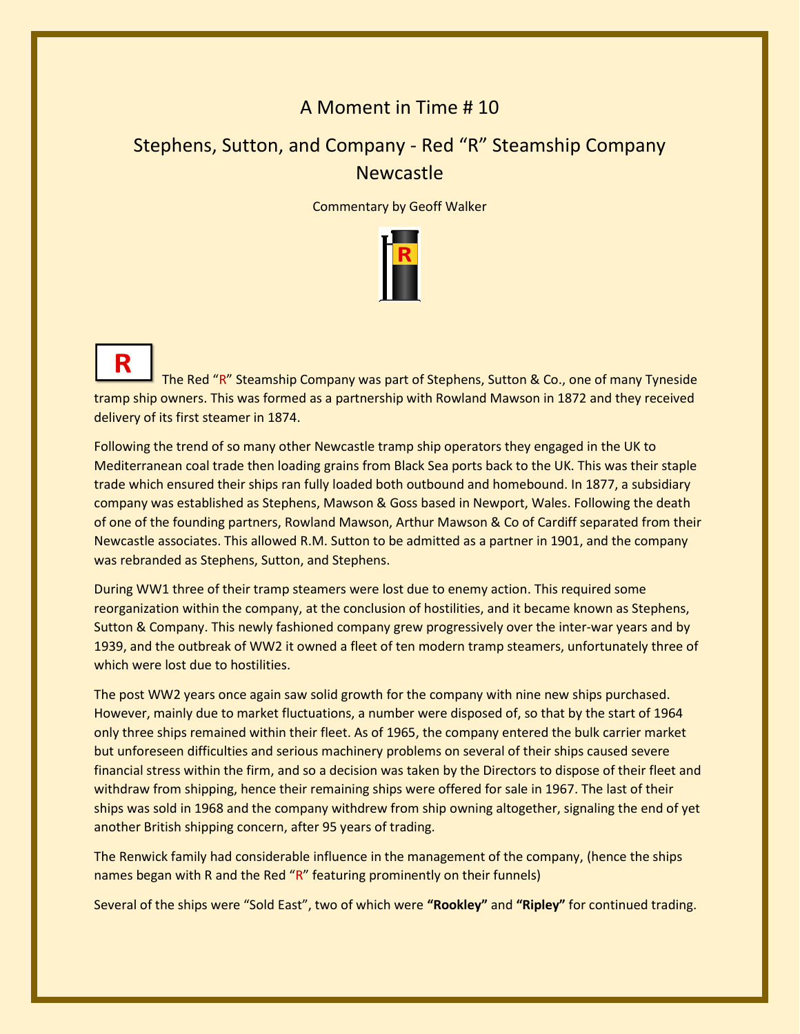# A Moment in Time # 10

## Stephens, Sutton, and Company - Red "R" Steamship Company Newcastle

Commentary by Geoff Walker

R The Red "R" Steamship Company was part of Stephens, Sutton & Co., one of many Tyneside tramp ship owners. This was formed as a partnership with Rowland Mawson in 1872 and they received delivery of its first steamer in 1874.

Following the trend of so many other Newcastle tramp ship operators they engaged in the UK to Mediterranean coal trade then loading grains from Black Sea ports back to the UK. This was their staple trade which ensured their ships ran fully loaded both outbound and homebound. In 1877, a subsidiary company was established as Stephens, Mawson & Goss based in Newport, Wales. Following the death of one of the founding partners, Rowland Mawson, Arthur Mawson & Co of Cardiff separated from their Newcastle associates. This allowed R.M. Sutton to be admitted as a partner in 1901, and the company was rebranded as Stephens, Sutton, and Stephens.

During WW1 three of their tramp steamers were lost due to enemy action. This required some reorganization within the company, at the conclusion of hostilities, and it became known as Stephens, Sutton & Company. This newly fashioned company grew progressively over the inter-war years and by 1939, and the outbreak of WW2 it owned a fleet of ten modern tramp steamers, unfortunately three of which were lost due to hostilities.

The post WW2 years once again saw solid growth for the company with nine new ships purchased. However, mainly due to market fluctuations, a number were disposed of, so that by the start of 1964 only three ships remained within their fleet. As of 1965, the company entered the bulk carrier market but unforeseen difficulties and serious machinery problems on several of their ships caused severe financial stress within the firm, and so a decision was taken by the Directors to dispose of their fleet and withdraw from shipping, hence their remaining ships were offered for sale in 1967. The last of their ships was sold in 1968 and the company withdrew from ship owning altogether, signaling the end of yet another British shipping concern, after 95 years of trading.

The Renwick family had considerable influence in the management of the company, (hence the ships names began with R and the Red "R" featuring prominently on their funnels)

Several of the ships were "Sold East", two of which were **"Rookley"** and **"Ripley"** for continued trading.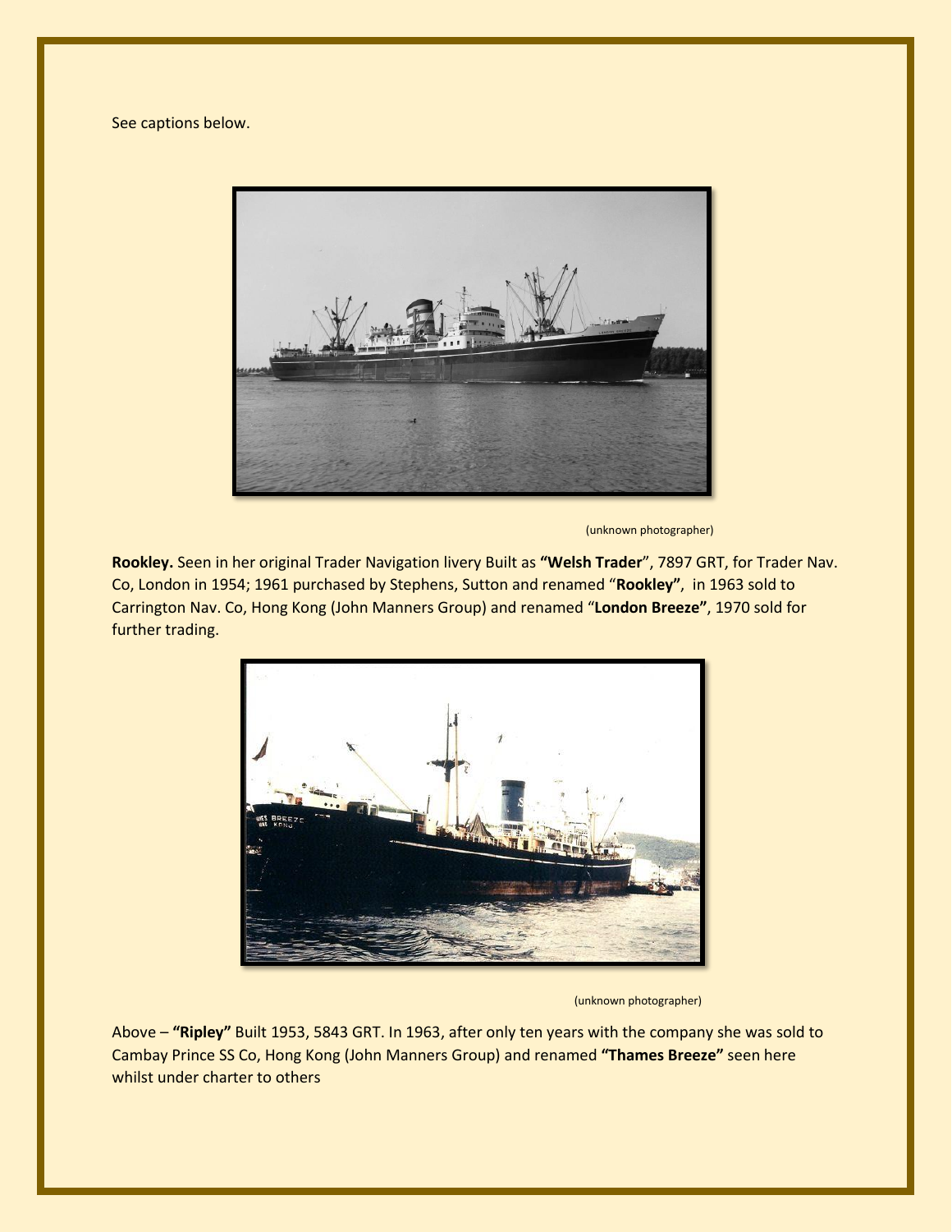See captions below.

(unknown photographer)

**Rookley.** Seen in her original Trader Navigation livery Built as **"Welsh Trader**", 7897 GRT, for Trader Nav. Co, London in 1954; 1961 purchased by Stephens, Sutton and renamed "**Rookley"**, in 1963 sold to Carrington Nav. Co, Hong Kong (John Manners Group) and renamed "**London Breeze"**, 1970 sold for further trading.

(unknown photographer)

Above – **"Ripley"** Built 1953, 5843 GRT. In 1963, after only ten years with the company she was sold to Cambay Prince SS Co, Hong Kong (John Manners Group) and renamed **"Thames Breeze"** seen here whilst under charter to others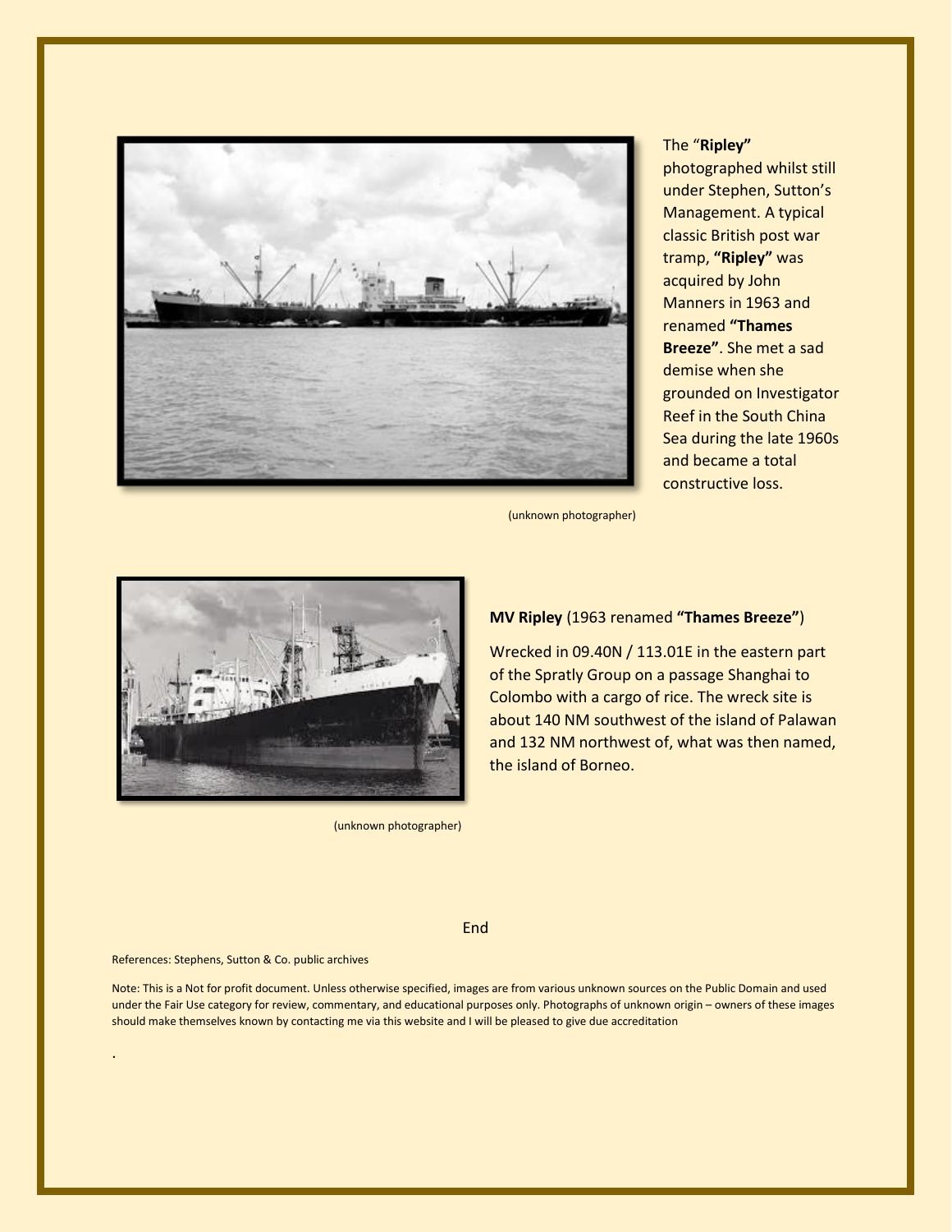The "**Ripley"** photographed whilst still under Stephen, Sutton's Management. A typical classic British post war tramp, **"Ripley"** was acquired by John Manners in 1963 and renamed **"Thames Breeze"**. She met a sad demise when she grounded on Investigator Reef in the South China Sea during the late 1960s and became a total constructive loss.

(unknown photographer)

**MV Ripley** (1963 renamed **"Thames Breeze"**)

Wrecked in 09.40N / 113.01E in the eastern part of the Spratly Group on a passage Shanghai to Colombo with a cargo of rice. The wreck site is about 140 NM southwest of the island of Palawan and 132 NM northwest of, what was then named, the island of Borneo.

(unknown photographer)

End

References: Stephens, Sutton & Co. public archives

Note: This is a Not for profit document. Unless otherwise specified, images are from various unknown sources on the Public Domain and used under the Fair Use category for review, commentary, and educational purposes only. Photographs of unknown origin – owners of these images should make themselves known by contacting me via this website and I will be pleased to give due accreditation